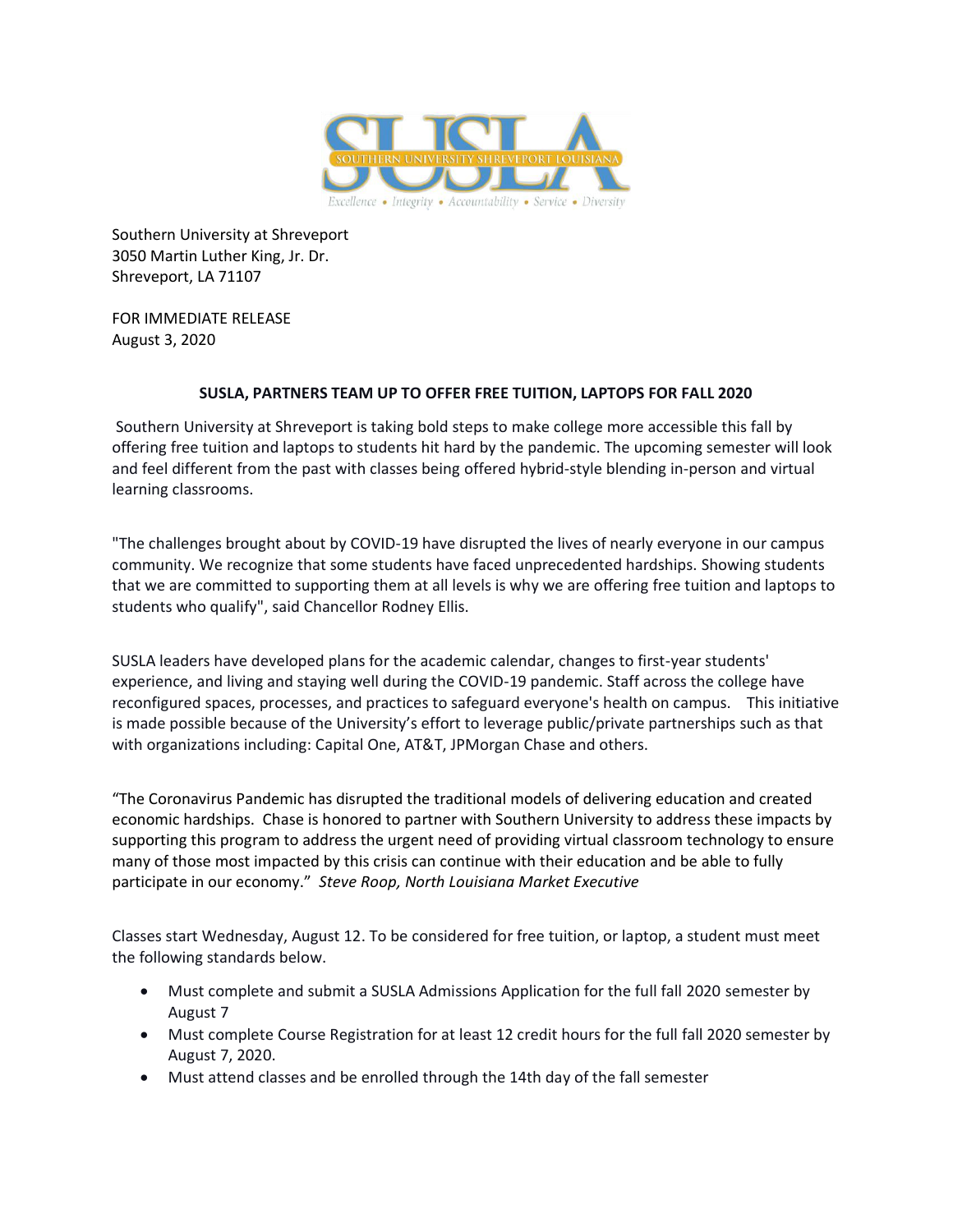Southern University at Shreveport
3050 Martin Luther King, Jr. Dr.
Shreveport, LA 71107

FOR IMMEDIATE RELEASE
August 3, 2020

**SUSLA, PARTNERS TEAM UP TO OFFER FREE TUITION, LAPTOPS FOR FALL 2020**

Southern University at Shreveport is taking bold steps to make college more accessible this fall by offering free tuition and laptops to students hit hard by the pandemic. The upcoming semester will look and feel different from the past with classes being offered hybrid-style blending in-person and virtual learning classrooms.

"The challenges brought about by COVID-19 have disrupted the lives of nearly everyone in our campus community. We recognize that some students have faced unprecedented hardships. Showing students that we are committed to supporting them at all levels is why we are offering free tuition and laptops to students who qualify", said Chancellor Rodney Ellis.

SUSLA leaders have developed plans for the academic calendar, changes to first-year students' experience, and living and staying well during the COVID-19 pandemic. Staff across the college have reconfigured spaces, processes, and practices to safeguard everyone's health on campus. This initiative is made possible because of the University's effort to leverage public/private partnerships such as that with organizations including: Capital One, AT&T, JPMorgan Chase and others.

"The Coronavirus Pandemic has disrupted the traditional models of delivering education and created economic hardships. Chase is honored to partner with Southern University to address these impacts by supporting this program to address the urgent need of providing virtual classroom technology to ensure many of those most impacted by this crisis can continue with their education and be able to fully participate in our economy." *Steve Roop, North Louisiana Market Executive*

Classes start Wednesday, August 12. To be considered for free tuition, or laptop, a student must meet the following standards below.

- Must complete and submit a SUSLA Admissions Application for the full fall 2020 semester by August 7
- Must complete Course Registration for at least 12 credit hours for the full fall 2020 semester by August 7, 2020.
- Must attend classes and be enrolled through the 14th day of the fall semester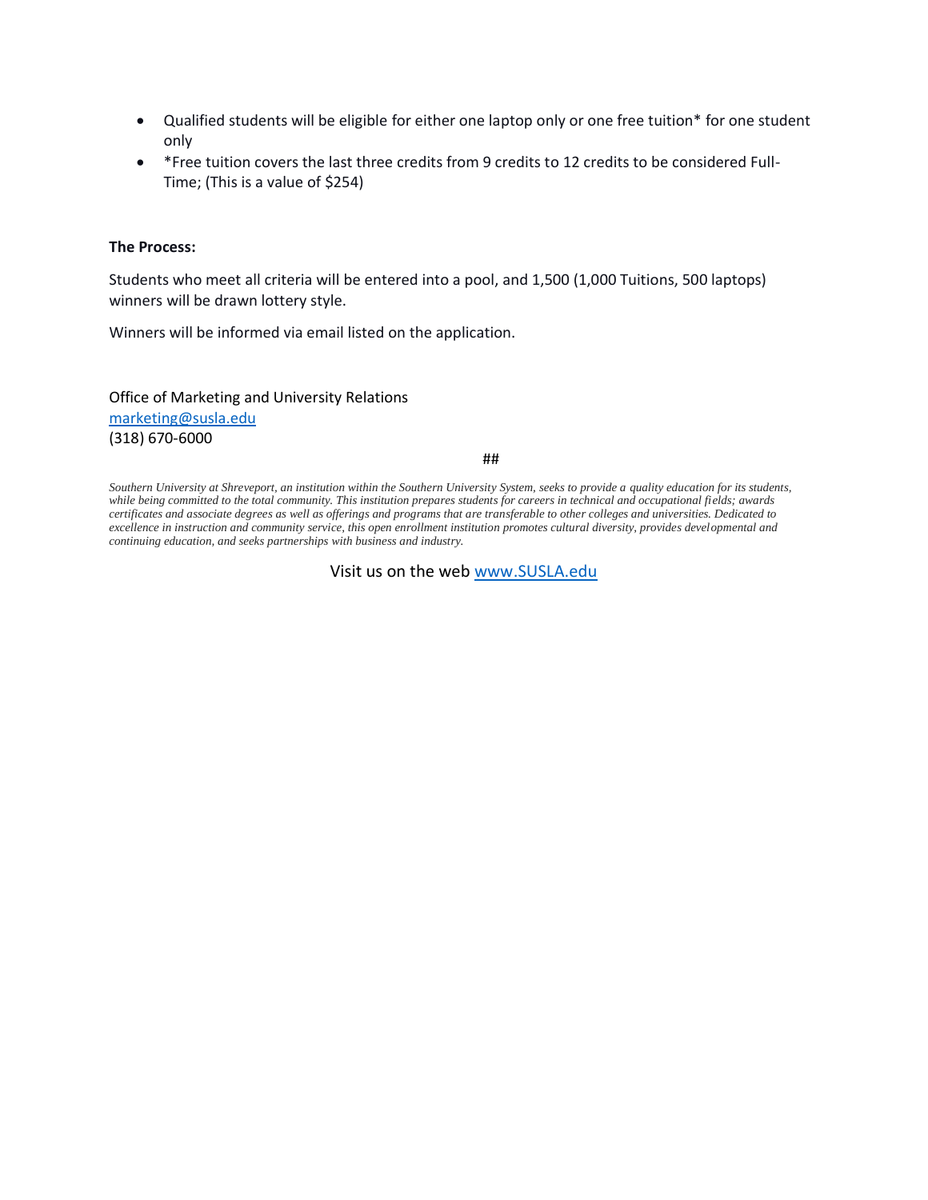- Qualified students will be eligible for either one laptop only or one free tuition* for one student only
- *Free tuition covers the last three credits from 9 credits to 12 credits to be considered Full-Time; (This is a value of $254)

**The Process:**

Students who meet all criteria will be entered into a pool, and 1,500 (1,000 Tuitions, 500 laptops) winners will be drawn lottery style.

Winners will be informed via email listed on the application.

Office of Marketing and University Relations
[marketing@susla.edu](mailto:marketing@susla.edu)
(318) 670-6000

##

*Southern University at Shreveport, an institution within the Southern University System, seeks to provide a quality education for its students, while being committed to the total community. This institution prepares students for careers in technical and occupational fields; awards certificates and associate degrees as well as offerings and programs that are transferable to other colleges and universities. Dedicated to excellence in instruction and community service, this open enrollment institution promotes cultural diversity, provides developmental and continuing education, and seeks partnerships with business and industry.*

Visit us on the web [www.SUSLA.edu](http://www.SUSLA.edu)